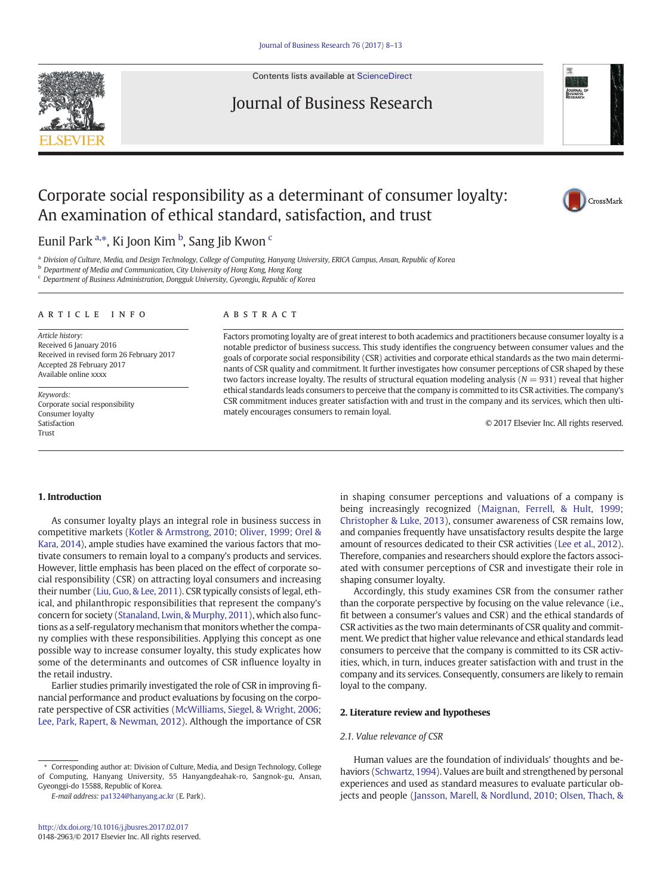# Corporate social responsibility as a determinant of consumer loyalty: An examination of ethical standard, satisfaction, and trust

Eunil Park [a,*], Ki Joon Kim [b], Sang Jib Kwon [c]

[a] Division of Culture, Media, and Design Technology, College of Computing, Hanyang University, ERICA Campus, Ansan, Republic of Korea
[b] Department of Media and Communication, City University of Hong Kong, Hong Kong
[c] Department of Business Administration, Dongguk University, Gyeongju, Republic of Korea

**ARTICLE INFO**

*Article history:*
Received 6 January 2016
Received in revised form 26 February 2017
Accepted 28 February 2017
Available online xxxx

*Keywords:*
Corporate social responsibility
Consumer loyalty
Satisfaction
Trust

**ABSTRACT**

Factors promoting loyalty are of great interest to both academics and practitioners because consumer loyalty is a notable predictor of business success. This study identifies the congruency between consumer values and the goals of corporate social responsibility (CSR) activities and corporate ethical standards as the two main determinants of CSR quality and commitment. It further investigates how consumer perceptions of CSR shaped by these two factors increase loyalty. The results of structural equation modeling analysis ($N = 931$) reveal that higher ethical standards leads consumers to perceive that the company is committed to its CSR activities. The company's CSR commitment induces greater satisfaction with and trust in the company and its services, which then ultimately encourages consumers to remain loyal.

© 2017 Elsevier Inc. All rights reserved.

## 1. Introduction

As consumer loyalty plays an integral role in business success in competitive markets (Kotler & Armstrong, 2010; Oliver, 1999; Orel & Kara, 2014), ample studies have examined the various factors that motivate consumers to remain loyal to a company's products and services. However, little emphasis has been placed on the effect of corporate social responsibility (CSR) on attracting loyal consumers and increasing their number (Liu, Guo, & Lee, 2011). CSR typically consists of legal, ethical, and philanthropic responsibilities that represent the company's concern for society (Stanaland, Lwin, & Murphy, 2011), which also functions as a self-regulatory mechanism that monitors whether the company complies with these responsibilities. Applying this concept as one possible way to increase consumer loyalty, this study explicates how some of the determinants and outcomes of CSR influence loyalty in the retail industry.

Earlier studies primarily investigated the role of CSR in improving financial performance and product evaluations by focusing on the corporate perspective of CSR activities (McWilliams, Siegel, & Wright, 2006; Lee, Park, Rapert, & Newman, 2012). Although the importance of CSR in shaping consumer perceptions and valuations of a company is being increasingly recognized (Maignan, Ferrell, & Hult, 1999; Christopher & Luke, 2013), consumer awareness of CSR remains low, and companies frequently have unsatisfactory results despite the large amount of resources dedicated to their CSR activities (Lee et al., 2012). Therefore, companies and researchers should explore the factors associated with consumer perceptions of CSR and investigate their role in shaping consumer loyalty.

Accordingly, this study examines CSR from the consumer rather than the corporate perspective by focusing on the value relevance (i.e., fit between a consumer's values and CSR) and the ethical standards of CSR activities as the two main determinants of CSR quality and commitment. We predict that higher value relevance and ethical standards lead consumers to perceive that the company is committed to its CSR activities, which, in turn, induces greater satisfaction with and trust in the company and its services. Consequently, consumers are likely to remain loyal to the company.

## 2. Literature review and hypotheses

### 2.1. Value relevance of CSR

Human values are the foundation of individuals' thoughts and behaviors (Schwartz, 1994). Values are built and strengthened by personal experiences and used as standard measures to evaluate particular objects and people (Jansson, Marell, & Nordlund, 2010; Olsen, Thach, &

* Corresponding author at: Division of Culture, Media, and Design Technology, College of Computing, Hanyang University, 55 Hanyangdeahak-ro, Sangnok-gu, Ansan, Gyeonggi-do 15588, Republic of Korea.
*E-mail address:* pa1324@hanyang.ac.kr (E. Park).

http://dx.doi.org/10.1016/j.jbusres.2017.02.017
0148-2963/© 2017 Elsevier Inc. All rights reserved.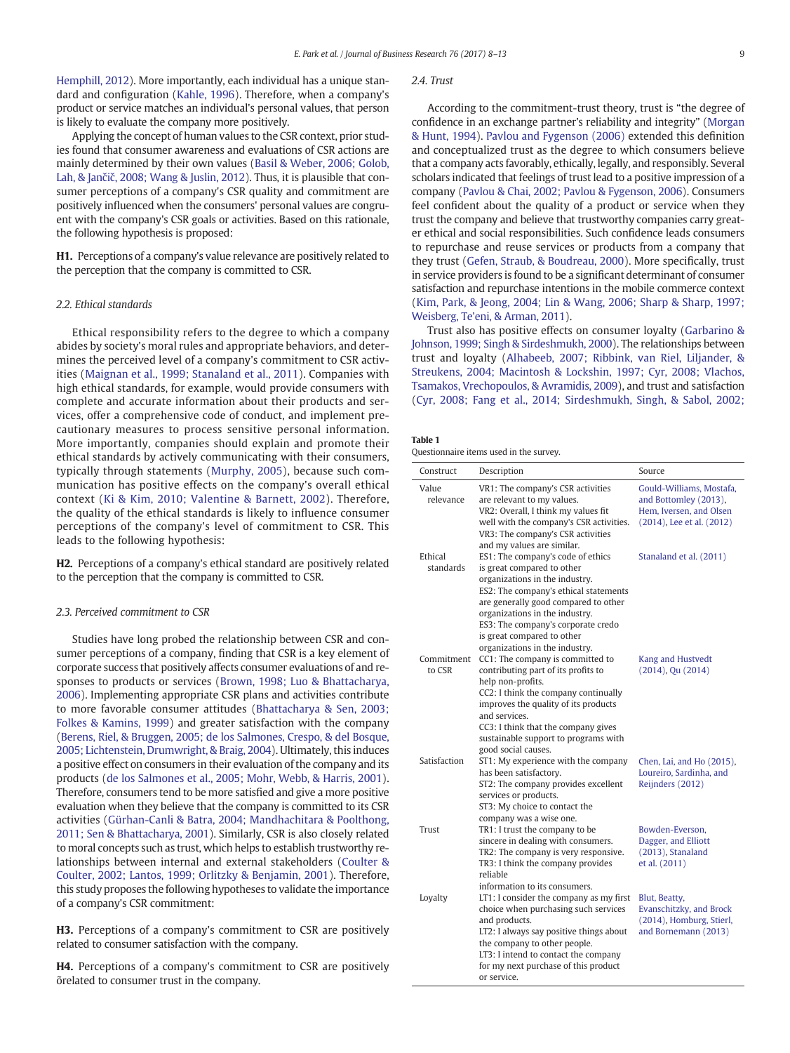Hemphill, 2012). More importantly, each individual has a unique standard and configuration (Kahle, 1996). Therefore, when a company's product or service matches an individual's personal values, that person is likely to evaluate the company more positively.

Applying the concept of human values to the CSR context, prior studies found that consumer awareness and evaluations of CSR actions are mainly determined by their own values (Basil & Weber, 2006; Golob, Lah, & Jančič, 2008; Wang & Juslin, 2012). Thus, it is plausible that consumer perceptions of a company's CSR quality and commitment are positively influenced when the consumers' personal values are congruent with the company's CSR goals or activities. Based on this rationale, the following hypothesis is proposed:

**H1.** Perceptions of a company's value relevance are positively related to the perception that the company is committed to CSR.

### 2.2. Ethical standards

Ethical responsibility refers to the degree to which a company abides by society's moral rules and appropriate behaviors, and determines the perceived level of a company's commitment to CSR activities (Maignan et al., 1999; Stanaland et al., 2011). Companies with high ethical standards, for example, would provide consumers with complete and accurate information about their products and services, offer a comprehensive code of conduct, and implement precautionary measures to process sensitive personal information. More importantly, companies should explain and promote their ethical standards by actively communicating with their consumers, typically through statements (Murphy, 2005), because such communication has positive effects on the company's overall ethical context (Ki & Kim, 2010; Valentine & Barnett, 2002). Therefore, the quality of the ethical standards is likely to influence consumer perceptions of the company's level of commitment to CSR. This leads to the following hypothesis:

**H2.** Perceptions of a company's ethical standard are positively related to the perception that the company is committed to CSR.

### 2.3. Perceived commitment to CSR

Studies have long probed the relationship between CSR and consumer perceptions of a company, finding that CSR is a key element of corporate success that positively affects consumer evaluations of and responses to products or services (Brown, 1998; Luo & Bhattacharya, 2006). Implementing appropriate CSR plans and activities contribute to more favorable consumer attitudes (Bhattacharya & Sen, 2003; Folkes & Kamins, 1999) and greater satisfaction with the company (Berens, Riel, & Bruggen, 2005; de los Salmones, Crespo, & del Bosque, 2005; Lichtenstein, Drumwright, & Braig, 2004). Ultimately, this induces a positive effect on consumers in their evaluation of the company and its products (de los Salmones et al., 2005; Mohr, Webb, & Harris, 2001). Therefore, consumers tend to be more satisfied and give a more positive evaluation when they believe that the company is committed to its CSR activities (Gürhan-Canli & Batra, 2004; Mandhachitara & Poolthong, 2011; Sen & Bhattacharya, 2001). Similarly, CSR is also closely related to moral concepts such as trust, which helps to establish trustworthy relationships between internal and external stakeholders (Coulter & Coulter, 2002; Lantos, 1999; Orlitzky & Benjamin, 2001). Therefore, this study proposes the following hypotheses to validate the importance of a company's CSR commitment:

**H3.** Perceptions of a company's commitment to CSR are positively related to consumer satisfaction with the company.

**H4.** Perceptions of a company's commitment to CSR are positively õrelated to consumer trust in the company.

### 2.4. Trust

According to the commitment-trust theory, trust is "the degree of confidence in an exchange partner's reliability and integrity" (Morgan & Hunt, 1994). Pavlou and Fygenson (2006) extended this definition and conceptualized trust as the degree to which consumers believe that a company acts favorably, ethically, legally, and responsibly. Several scholars indicated that feelings of trust lead to a positive impression of a company (Pavlou & Chai, 2002; Pavlou & Fygenson, 2006). Consumers feel confident about the quality of a product or service when they trust the company and believe that trustworthy companies carry greater ethical and social responsibilities. Such confidence leads consumers to repurchase and reuse services or products from a company that they trust (Gefen, Straub, & Boudreau, 2000). More specifically, trust in service providers is found to be a significant determinant of consumer satisfaction and repurchase intentions in the mobile commerce context (Kim, Park, & Jeong, 2004; Lin & Wang, 2006; Sharp & Sharp, 1997; Weisberg, Te'eni, & Arman, 2011).

Trust also has positive effects on consumer loyalty (Garbarino & Johnson, 1999; Singh & Sirdeshmukh, 2000). The relationships between trust and loyalty (Alhabeeb, 2007; Ribbink, van Riel, Liljander, & Streukens, 2004; Macintosh & Lockshin, 1997; Cyr, 2008; Vlachos, Tsamakos, Vrechopoulos, & Avramidis, 2009), and trust and satisfaction (Cyr, 2008; Fang et al., 2014; Sirdeshmukh, Singh, & Sabol, 2002;

**Table 1**
Questionnaire items used in the survey.

| Construct | Description | Source |
|---|---|---|
| Value relevance | VR1: The company's CSR activities are relevant to my values.<br>VR2: Overall, I think my values fit well with the company's CSR activities.<br>VR3: The company's CSR activities and my values are similar. | Gould-Williams, Mostafa, and Bottomley (2013), Hem, Iversen, and Olsen (2014), Lee et al. (2012) |
| Ethical standards | ES1: The company's code of ethics is great compared to other organizations in the industry.<br>ES2: The company's ethical statements are generally good compared to other organizations in the industry.<br>ES3: The company's corporate credo is great compared to other organizations in the industry. | Stanaland et al. (2011) |
| Commitment to CSR | CC1: The company is committed to contributing part of its profits to help non-profits.<br>CC2: I think the company continually improves the quality of its products and services.<br>CC3: I think that the company gives sustainable support to programs with good social causes. | Kang and Hustvedt (2014), Qu (2014) |
| Satisfaction | ST1: My experience with the company has been satisfactory.<br>ST2: The company provides excellent services or products.<br>ST3: My choice to contact the company was a wise one. | Chen, Lai, and Ho (2015), Loureiro, Sardinha, and Reijnders (2012) |
| Trust | TR1: I trust the company to be sincere in dealing with consumers.<br>TR2: The company is very responsive.<br>TR3: I think the company provides reliable information to its consumers. | Bowden-Everson, Dagger, and Elliott (2013), Stanaland et al. (2011) |
| Loyalty | LT1: I consider the company as my first choice when purchasing such services and products.<br>LT2: I always say positive things about the company to other people.<br>LT3: I intend to contact the company for my next purchase of this product or service. | Blut, Beatty, Evanschitzky, and Brock (2014), Homburg, Stierl, and Bornemann (2013) |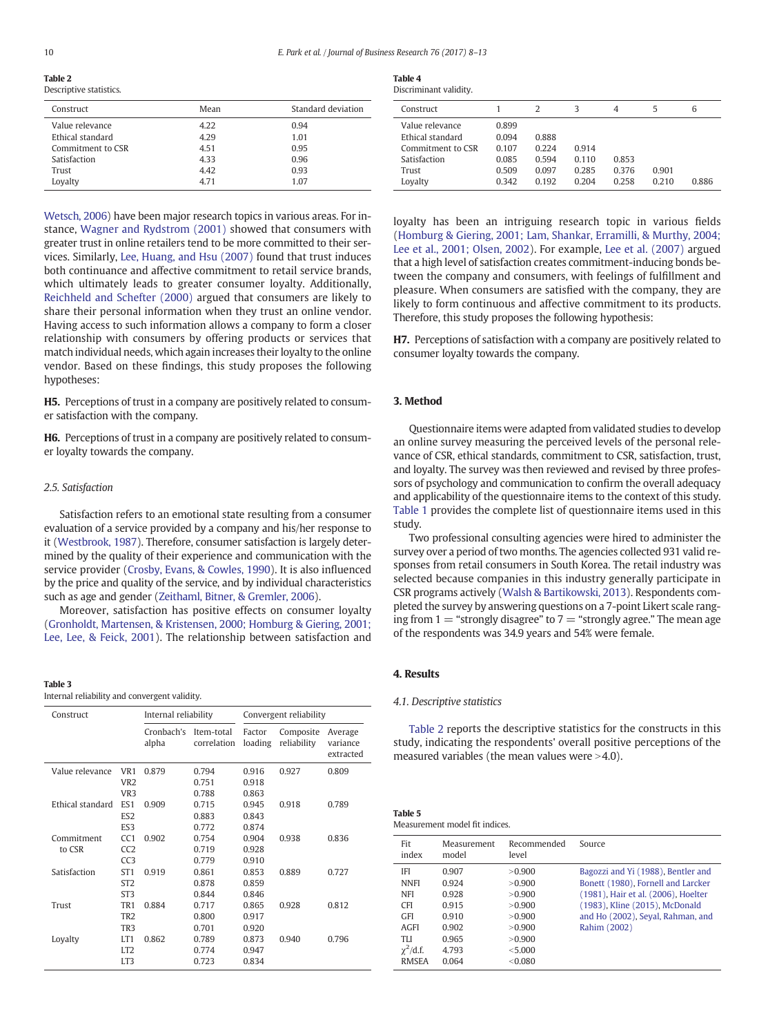**Table 2**
Descriptive statistics.

| Construct | Mean | Standard deviation |
|---|---|---|
| Value relevance | 4.22 | 0.94 |
| Ethical standard | 4.29 | 1.01 |
| Commitment to CSR | 4.51 | 0.95 |
| Satisfaction | 4.33 | 0.96 |
| Trust | 4.42 | 0.93 |
| Loyalty | 4.71 | 1.07 |

Wetsch, 2006) have been major research topics in various areas. For instance, Wagner and Rydstrom (2001) showed that consumers with greater trust in online retailers tend to be more committed to their services. Similarly, Lee, Huang, and Hsu (2007) found that trust induces both continuance and affective commitment to retail service brands, which ultimately leads to greater consumer loyalty. Additionally, Reichheld and Schefter (2000) argued that consumers are likely to share their personal information when they trust an online vendor. Having access to such information allows a company to form a closer relationship with consumers by offering products or services that match individual needs, which again increases their loyalty to the online vendor. Based on these findings, this study proposes the following hypotheses:

**H5.** Perceptions of trust in a company are positively related to consumer satisfaction with the company.

**H6.** Perceptions of trust in a company are positively related to consumer loyalty towards the company.

### 2.5. Satisfaction

Satisfaction refers to an emotional state resulting from a consumer evaluation of a service provided by a company and his/her response to it (Westbrook, 1987). Therefore, consumer satisfaction is largely determined by the quality of their experience and communication with the service provider (Crosby, Evans, & Cowles, 1990). It is also influenced by the price and quality of the service, and by individual characteristics such as age and gender (Zeithaml, Bitner, & Gremler, 2006).

Moreover, satisfaction has positive effects on consumer loyalty (Gronholdt, Martensen, & Kristensen, 2000; Homburg & Giering, 2001; Lee, Lee, & Feick, 2001). The relationship between satisfaction and loyalty has been an intriguing research topic in various fields (Homburg & Giering, 2001; Lam, Shankar, Erramilli, & Murthy, 2004; Lee et al., 2001; Olsen, 2002). For example, Lee et al. (2007) argued that a high level of satisfaction creates commitment-inducing bonds between the company and consumers, with feelings of fulfillment and pleasure. When consumers are satisfied with the company, they are likely to form continuous and affective commitment to its products. Therefore, this study proposes the following hypothesis:

**H7.** Perceptions of satisfaction with a company are positively related to consumer loyalty towards the company.

**Table 3**
Internal reliability and convergent validity.

| Construct | | Internal reliability | | Convergent reliability | | |
|---|---|---|---|---|---|---|
| | | Cronbach's alpha | Item-total correlation | Factor loading | Composite reliability | Average variance extracted |
| Value relevance | VR1 | 0.879 | 0.794 | 0.916 | 0.927 | 0.809 |
| | VR2 | | 0.751 | 0.918 | | |
| | VR3 | | 0.788 | 0.863 | | |
| Ethical standard | ES1 | 0.909 | 0.715 | 0.945 | 0.918 | 0.789 |
| | ES2 | | 0.883 | 0.843 | | |
| | ES3 | | 0.772 | 0.874 | | |
| Commitment to CSR | CC1 | 0.902 | 0.754 | 0.904 | 0.938 | 0.836 |
| | CC2 | | 0.719 | 0.928 | | |
| | CC3 | | 0.779 | 0.910 | | |
| Satisfaction | ST1 | 0.919 | 0.861 | 0.853 | 0.889 | 0.727 |
| | ST2 | | 0.878 | 0.859 | | |
| | ST3 | | 0.844 | 0.846 | | |
| Trust | TR1 | 0.884 | 0.717 | 0.865 | 0.928 | 0.812 |
| | TR2 | | 0.800 | 0.917 | | |
| | TR3 | | 0.701 | 0.920 | | |
| Loyalty | LT1 | 0.862 | 0.789 | 0.873 | 0.940 | 0.796 |
| | LT2 | | 0.774 | 0.947 | | |
| | LT3 | | 0.723 | 0.834 | | |

**Table 4**
Discriminant validity.

| Construct | 1 | 2 | 3 | 4 | 5 | 6 |
|---|---|---|---|---|---|---|
| Value relevance | 0.899 | | | | | |
| Ethical standard | 0.094 | 0.888 | | | | |
| Commitment to CSR | 0.107 | 0.224 | 0.914 | | | |
| Satisfaction | 0.085 | 0.594 | 0.110 | 0.853 | | |
| Trust | 0.509 | 0.097 | 0.285 | 0.376 | 0.901 | |
| Loyalty | 0.342 | 0.192 | 0.204 | 0.258 | 0.210 | 0.886 |

## 3. Method

Questionnaire items were adapted from validated studies to develop an online survey measuring the perceived levels of the personal relevance of CSR, ethical standards, commitment to CSR, satisfaction, trust, and loyalty. The survey was then reviewed and revised by three professors of psychology and communication to confirm the overall adequacy and applicability of the questionnaire items to the context of this study. Table 1 provides the complete list of questionnaire items used in this study.

Two professional consulting agencies were hired to administer the survey over a period of two months. The agencies collected 931 valid responses from retail consumers in South Korea. The retail industry was selected because companies in this industry generally participate in CSR programs actively (Walsh & Bartikowski, 2013). Respondents completed the survey by answering questions on a 7-point Likert scale ranging from 1 = "strongly disagree" to 7 = "strongly agree." The mean age of the respondents was 34.9 years and 54% were female.

## 4. Results

### 4.1. Descriptive statistics

Table 2 reports the descriptive statistics for the constructs in this study, indicating the respondents' overall positive perceptions of the measured variables (the mean values were >4.0).

**Table 5**
Measurement model fit indices.

| Fit index | Measurement model | Recommended level | Source |
|---|---|---|---|
| IFI | 0.907 | >0.900 | Bagozzi and Yi (1988), Bentler and Bonett (1980), Fornell and Larcker (1981), Hair et al. (2006), Hoelter (1983), Kline (2015), McDonald and Ho (2002), Seyal, Rahman, and Rahim (2002) |
| NNFI | 0.924 | >0.900 | |
| NFI | 0.928 | >0.900 | |
| CFI | 0.915 | >0.900 | |
| GFI | 0.910 | >0.900 | |
| AGFI | 0.902 | >0.900 | |
| TLI | 0.965 | >0.900 | |
| $\chi^2$/d.f. | 4.793 | <5.000 | |
| RMSEA | 0.064 | <0.080 | |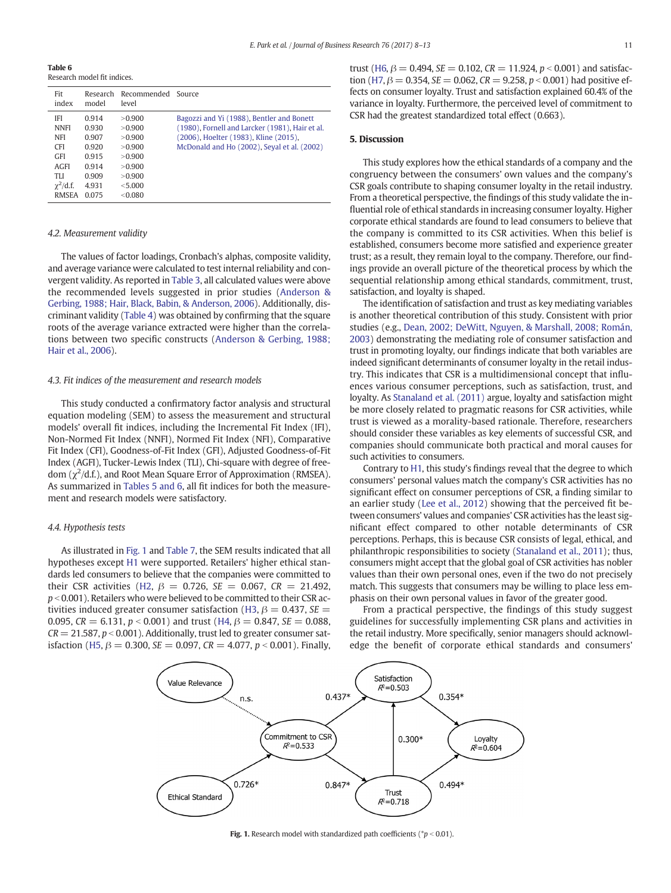**Table 6**
Research model fit indices.

| Fit index | Research model | Recommended level | Source |
|---|---|---|---|
| IFI | 0.914 | >0.900 | Bagozzi and Yi (1988), Bentler and Bonett (1980), Fornell and Larcker (1981), Hair et al. (2006), Hoelter (1983), Kline (2015), McDonald and Ho (2002), Seyal et al. (2002) |
| NNFI | 0.930 | >0.900 | |
| NFI | 0.907 | >0.900 | |
| CFI | 0.920 | >0.900 | |
| GFI | 0.915 | >0.900 | |
| AGFI | 0.914 | >0.900 | |
| TLI | 0.909 | >0.900 | |
| $\chi^2$/d.f. | 4.931 | <5.000 | |
| RMSEA | 0.075 | <0.080 | |

### 4.2. Measurement validity

The values of factor loadings, Cronbach's alphas, composite validity, and average variance were calculated to test internal reliability and convergent validity. As reported in Table 3, all calculated values were above the recommended levels suggested in prior studies (Anderson & Gerbing, 1988; Hair, Black, Babin, & Anderson, 2006). Additionally, discriminant validity (Table 4) was obtained by confirming that the square roots of the average variance extracted were higher than the correlations between two specific constructs (Anderson & Gerbing, 1988; Hair et al., 2006).

### 4.3. Fit indices of the measurement and research models

This study conducted a confirmatory factor analysis and structural equation modeling (SEM) to assess the measurement and structural models' overall fit indices, including the Incremental Fit Index (IFI), Non-Normed Fit Index (NNFI), Normed Fit Index (NFI), Comparative Fit Index (CFI), Goodness-of-Fit Index (GFI), Adjusted Goodness-of-Fit Index (AGFI), Tucker-Lewis Index (TLI), Chi-square with degree of freedom ($\chi^2$/d.f.), and Root Mean Square Error of Approximation (RMSEA). As summarized in Tables 5 and 6, all fit indices for both the measurement and research models were satisfactory.

### 4.4. Hypothesis tests

As illustrated in Fig. 1 and Table 7, the SEM results indicated that all hypotheses except H1 were supported. Retailers' higher ethical standards led consumers to believe that the companies were committed to their CSR activities (H2, $\beta = 0.726$, $SE = 0.067$, $CR = 21.492$, $p < 0.001$). Retailers who were believed to be committed to their CSR activities induced greater consumer satisfaction (H3, $\beta = 0.437$, $SE = 0.095$, $CR = 6.131$, $p < 0.001$) and trust (H4, $\beta = 0.847$, $SE = 0.088$, $CR = 21.587$, $p < 0.001$). Additionally, trust led to greater consumer satisfaction (H5, $\beta = 0.300$, $SE = 0.097$, $CR = 4.077$, $p < 0.001$). Finally, trust (H6, $\beta = 0.494$, $SE = 0.102$, $CR = 11.924$, $p < 0.001$) and satisfaction (H7, $\beta = 0.354$, $SE = 0.062$, $CR = 9.258$, $p < 0.001$) had positive effects on consumer loyalty. Trust and satisfaction explained 60.4% of the variance in loyalty. Furthermore, the perceived level of commitment to CSR had the greatest standardized total effect (0.663).

## 5. Discussion

This study explores how the ethical standards of a company and the congruency between the consumers' own values and the company's CSR goals contribute to shaping consumer loyalty in the retail industry. From a theoretical perspective, the findings of this study validate the influential role of ethical standards in increasing consumer loyalty. Higher corporate ethical standards are found to lead consumers to believe that the company is committed to its CSR activities. When this belief is established, consumers become more satisfied and experience greater trust; as a result, they remain loyal to the company. Therefore, our findings provide an overall picture of the theoretical process by which the sequential relationship among ethical standards, commitment, trust, satisfaction, and loyalty is shaped.

The identification of satisfaction and trust as key mediating variables is another theoretical contribution of this study. Consistent with prior studies (e.g., Dean, 2002; DeWitt, Nguyen, & Marshall, 2008; Román, 2003) demonstrating the mediating role of consumer satisfaction and trust in promoting loyalty, our findings indicate that both variables are indeed significant determinants of consumer loyalty in the retail industry. This indicates that CSR is a multidimensional concept that influences various consumer perceptions, such as satisfaction, trust, and loyalty. As Stanaland et al. (2011) argue, loyalty and satisfaction might be more closely related to pragmatic reasons for CSR activities, while trust is viewed as a morality-based rationale. Therefore, researchers should consider these variables as key elements of successful CSR, and companies should communicate both practical and moral causes for such activities to consumers.

Contrary to H1, this study's findings reveal that the degree to which consumers' personal values match the company's CSR activities has no significant effect on consumer perceptions of CSR, a finding similar to an earlier study (Lee et al., 2012) showing that the perceived fit between consumers' values and companies' CSR activities has the least significant effect compared to other notable determinants of CSR perceptions. Perhaps, this is because CSR consists of legal, ethical, and philanthropic responsibilities to society (Stanaland et al., 2011); thus, consumers might accept that the global goal of CSR activities has nobler values than their own personal ones, even if the two do not precisely match. This suggests that consumers may be willing to place less emphasis on their own personal values in favor of the greater good.

From a practical perspective, the findings of this study suggest guidelines for successfully implementing CSR plans and activities in the retail industry. More specifically, senior managers should acknowledge the benefit of corporate ethical standards and consumers'

**Fig. 1.** Research model with standardized path coefficients (*$p < 0.01$).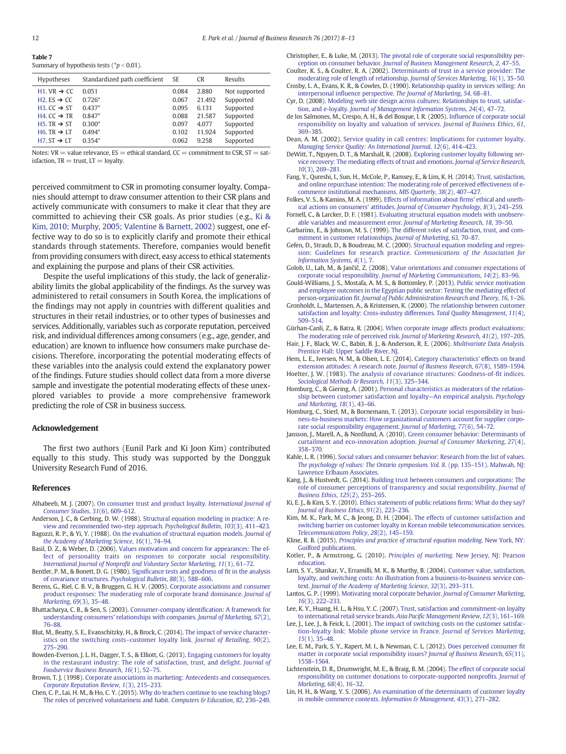**Table 7**
Summary of hypothesis tests (*$p < 0.01$).

| Hypotheses | Standardized path coefficient | SE | CR | Results |
|---|---|---|---|---|
| H1. VR → CC | 0.051 | 0.084 | 2.880 | Not supported |
| H2. ES → CC | 0.726* | 0.067 | 21.492 | Supported |
| H3. CC → ST | 0.437* | 0.095 | 6.131 | Supported |
| H4. CC → TR | 0.847* | 0.088 | 21.587 | Supported |
| H5. TR → ST | 0.300* | 0.097 | 4.077 | Supported |
| H6. TR → LT | 0.494* | 0.102 | 11.924 | Supported |
| H7. ST → LT | 0.354* | 0.062 | 9.258 | Supported |

Notes: VR = value relevance, ES = ethical standard, CC = commitment to CSR, ST = satisfaction, TR = trust, LT = loyalty.

perceived commitment to CSR in promoting consumer loyalty. Companies should attempt to draw consumer attention to their CSR plans and actively communicate with consumers to make it clear that they are committed to achieving their CSR goals. As prior studies (e.g., Ki & Kim, 2010; Murphy, 2005; Valentine & Barnett, 2002) suggest, one effective way to do so is to explicitly clarify and promote their ethical standards through statements. Therefore, companies would benefit from providing consumers with direct, easy access to ethical statements and explaining the purpose and plans of their CSR activities.

Despite the useful implications of this study, the lack of generalizability limits the global applicability of the findings. As the survey was administered to retail consumers in South Korea, the implications of the findings may not apply in countries with different qualities and structures in their retail industries, or to other types of businesses and services. Additionally, variables such as corporate reputation, perceived risk, and individual differences among consumers (e.g., age, gender, and education) are known to influence how consumers make purchase decisions. Therefore, incorporating the potential moderating effects of these variables into the analysis could extend the explanatory power of the findings. Future studies should collect data from a more diverse sample and investigate the potential moderating effects of these unexplored variables to provide a more comprehensive framework predicting the role of CSR in business success.

## Acknowledgement

The first two authors (Eunil Park and Ki Joon Kim) contributed equally to this study. This study was supported by the Dongguk University Research Fund of 2016.

## References

Alhabeeb, M. J. (2007). On consumer trust and product loyalty. *International Journal of Consumer Studies*, *31*(6), 609–612.
Anderson, J. C., & Gerbing, D. W. (1988). Structural equation modeling in practice: A review and recommended two-step approach. *Psychological Bulletin*, *103*(3), 411–423.
Bagozzi, R. P., & Yi, Y. (1988). On the evaluation of structural equation models. *Journal of the Academy of Marketing Science*, *16*(1), 74–94.
Basil, D. Z., & Weber, D. (2006). Values motivation and concern for appearances: The effect of personality traits on responses to corporate social responsibility. *International Journal of Nonprofit and Voluntary Sector Marketing*, *11*(1), 61–72.
Bentler, P. M., & Bonett, D. G. (1980). Significance tests and goodness of fit in the analysis of covariance structures. *Psychological Bulletin*, *88*(3), 588–606.
Berens, G., Riel, C. B. V., & Bruggen, G. H. V. (2005). Corporate associations and consumer product responses: The moderating role of corporate brand dominance. *Journal of Marketing*, *69*(3), 35–48.
Bhattacharya, C. B., & Sen, S. (2003). Consumer-company identification: A framework for understanding consumers' relationships with companies. *Journal of Marketing*, *67*(2), 76–88.
Blut, M., Beatty, S. E., Evanschitzky, H., & Brock, C. (2014). The impact of service characteristics on the switching costs–customer loyalty link. *Journal of Retailing*, *90*(2), 275–290.
Bowden-Everson, J. L. H., Dagger, T. S., & Elliott, G. (2013). Engaging customers for loyalty in the restaurant industry: The role of satisfaction, trust, and delight. *Journal of Foodservice Business Research*, *16*(1), 52–75.
Brown, T. J. (1998). Corporate associations in marketing: Antecedents and consequences. *Corporate Reputation Review*, *1*(3), 215–233.
Chen, C. P., Lai, H. M., & Ho, C. Y. (2015). Why do teachers continue to use teaching blogs? The roles of perceived voluntariness and habit. *Computers & Education*, *82*, 236–249.
Christopher, E., & Luke, M. (2013). The pivotal role of corporate social responsibility perception on consumer behavior. *Journal of Business Management Research*, *2*, 47–55.
Coulter, K. S., & Coulter, R. A. (2002). Determinants of trust in a service provider: The moderating role of length of relationship. *Journal of Services Marketing*, *16*(1), 35–50.
Crosby, L. A., Evans, K. R., & Cowles, D. (1990). Relationship quality in services selling: An interpersonal influence perspective. *The Journal of Marketing*, *54*, 68–81.
Cyr, D. (2008). Modeling web site design across cultures: Relationships to trust, satisfaction, and e-loyalty. *Journal of Management Information Systems*, *24*(4), 47–72.
de los Salmones, M., Crespo, A. H., & del Bosque, I. R. (2005). Influence of corporate social responsibility on loyalty and valuation of services. *Journal of Business Ethics*, *61*, 369–385.
Dean, A. M. (2002). Service quality in call centres: Implications for customer loyalty. *Managing Service Quality: An International Journal*, *12*(6), 414–423.
DeWitt, T., Nguyen, D. T., & Marshall, R. (2008). Exploring customer loyalty following service recovery: The mediating effects of trust and emotions. *Journal of Service Research*, *10*(3), 269–281.
Fang, Y., Qureshi, I., Sun, H., McCole, P., Ramsey, E., & Lim, K. H. (2014). Trust, satisfaction, and online repurchase intention: The moderating role of perceived effectiveness of e-commerce institutional mechanisms. *MIS Quarterly*, *38*(2), 407–427.
Folkes, V. S., & Kamins, M. A. (1999). Effects of information about firms' ethical and unethical actions on consumers' attitudes. *Journal of Consumer Psychology*, *8*(3), 243–259.
Fornell, C., & Larcker, D. F. (1981). Evaluating structural equation models with unobservable variables and measurement error. *Journal of Marketing Research*, *18*, 39–50.
Garbarino, E., & Johnson, M. S. (1999). The different roles of satisfaction, trust, and commitment in customer relationships. *Journal of Marketing*, *63*, 70–87.
Gefen, D., Straub, D., & Boudreau, M. C. (2000). Structural equation modeling and regression: Guidelines for research practice. *Communications of the Association for Information Systems*, *4*(1), 7.
Golob, U., Lah, M., & Jančič, Z. (2008). Value orientations and consumer expectations of corporate social responsibility. *Journal of Marketing Communications*, *14*(2), 83–96.
Gould-Williams, J. S., Mostafa, A. M. S., & Bottomley, P. (2013). Public service motivation and employee outcomes in the Egyptian public sector: Testing the mediating effect of person-organization fit. *Journal of Public Administration Research and Theory*, *16*, 1–26.
Gronholdt, L., Martensen, A., & Kristensen, K. (2000). The relationship between customer satisfaction and loyalty: Cross-industry differences. *Total Quality Management*, *11*(4), 509–514.
Gürhan-Canli, Z., & Batra, R. (2004). When corporate image affects product evaluations: The moderating role of perceived risk. *Journal of Marketing Research*, *41*(2), 197–205.
Hair, J. F., Black, W. C., Babin, B. J., & Anderson, R. E. (2006). *Multivariate Data Analysis*. Prentice Hall: Upper Saddle River, NJ.
Hem, L. E., Iversen, N. M., & Olsen, L. E. (2014). Category characteristics' effects on brand extension attitudes: A research note. *Journal of Business Research*, *67*(8), 1589–1594.
Hoelter, J. W. (1983). The analysis of covariance structures: Goodness-of-fit indices. *Sociological Methods & Research*, *11*(3), 325–344.
Homburg, C., & Giering, A. (2001). Personal characteristics as moderators of the relationship between customer satisfaction and loyalty—An empirical analysis. *Psychology and Marketing*, *18*(1), 43–66.
Homburg, C., Stierl, M., & Bornemann, T. (2013). Corporate social responsibility in business-to-business markets: How organizational customers account for supplier corporate social responsibility engagement. *Journal of Marketing*, *77*(6), 54–72.
Jansson, J., Marell, A., & Nordlund, A. (2010). Green consumer behavior: Determinants of curtailment and eco-innovation adoption. *Journal of Consumer Marketing*, *27*(4), 358–370.
Kahle, L. R. (1996). Social values and consumer behavior: Research from the list of values. *The psychology of values: The Ontario symposium. Vol. 8*. (pp. 135–151). Mahwah, NJ: Lawrence Erlbaum Associates.
Kang, J., & Hustvedt, G. (2014). Building trust between consumers and corporations: The role of consumer perceptions of transparency and social responsibility. *Journal of Business Ethics*, *125*(2), 253–265.
Ki, E. J., & Kim, S. Y. (2010). Ethics statements of public relations firms: What do they say? *Journal of Business Ethics*, *91*(2), 223–236.
Kim, M. K., Park, M. C., & Jeong, D. H. (2004). The effects of customer satisfaction and switching barrier on customer loyalty in Korean mobile telecommunication services. *Telecommunications Policy*, *28*(2), 145–159.
Kline, R. B. (2015). *Principles and practice of structural equation modeling*. New York, NY: Guilford publications.
Kotler, P., & Armstrong, G. (2010). *Principles of marketing*. New Jersey, NJ: Pearson education.
Lam, S. Y., Shankar, V., Erramilli, M. K., & Murthy, B. (2004). Customer value, satisfaction, loyalty, and switching costs: An illustration from a business-to-business service context. *Journal of the Academy of Marketing Science*, *32*(3), 293–311.
Lantos, G. P. (1999). Motivating moral corporate behavior. *Journal of Consumer Marketing*, *16*(3), 222–233.
Lee, K. Y., Huang, H. L., & Hsu, Y. C. (2007). Trust, satisfaction and commitment-on loyalty to international retail service brands. *Asia Pacific Management Review*, *12*(3), 161–169.
Lee, J., Lee, J., & Feick, L. (2001). The impact of switching costs on the customer satisfaction-loyalty link: Mobile phone service in France. *Journal of Services Marketing*, *15*(1), 35–48.
Lee, E. M., Park, S. Y., Rapert, M. I., & Newman, C. L. (2012). Does perceived consumer fit matter in corporate social responsibility issues? *Journal of Business Research*, *65*(11), 1558–1564.
Lichtenstein, D. R., Drumwright, M. E., & Braig, B. M. (2004). The effect of corporate social responsibility on customer donations to corporate-supported nonprofits. *Journal of Marketing*, *68*(4), 16–32.
Lin, H. H., & Wang, Y. S. (2006). An examination of the determinants of customer loyalty in mobile commerce contexts. *Information & Management*, *43*(3), 271–282.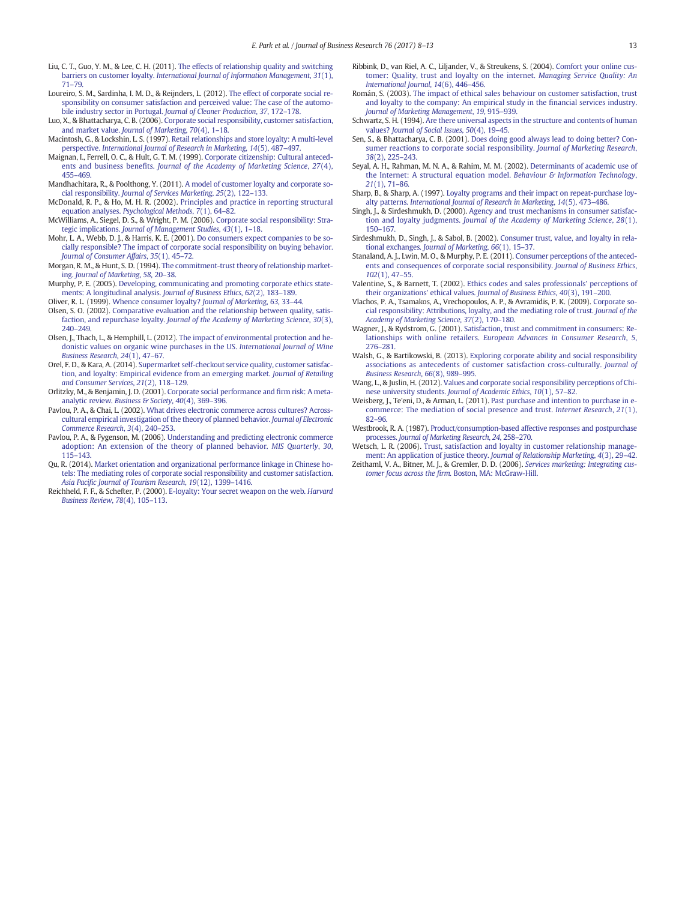Liu, C. T., Guo, Y. M., & Lee, C. H. (2011). The effects of relationship quality and switching barriers on customer loyalty. *International Journal of Information Management*, *31*(1), 71–79.

Loureiro, S. M., Sardinha, I. M. D., & Reijnders, L. (2012). The effect of corporate social responsibility on consumer satisfaction and perceived value: The case of the automobile industry sector in Portugal. *Journal of Cleaner Production*, *37*, 172–178.

Luo, X., & Bhattacharya, C. B. (2006). Corporate social responsibility, customer satisfaction, and market value. *Journal of Marketing*, *70*(4), 1–18.

Macintosh, G., & Lockshin, L. S. (1997). Retail relationships and store loyalty: A multi-level perspective. *International Journal of Research in Marketing*, *14*(5), 487–497.

Maignan, I., Ferrell, O. C., & Hult, G. T. M. (1999). Corporate citizenship: Cultural antecedents and business benefits. *Journal of the Academy of Marketing Science*, *27*(4), 455–469.

Mandhachitara, R., & Poolthong, Y. (2011). A model of customer loyalty and corporate social responsibility. *Journal of Services Marketing*, *25*(2), 122–133.

McDonald, R. P., & Ho, M. H. R. (2002). Principles and practice in reporting structural equation analyses. *Psychological Methods*, *7*(1), 64–82.

McWilliams, A., Siegel, D. S., & Wright, P. M. (2006). Corporate social responsibility: Strategic implications. *Journal of Management Studies*, *43*(1), 1–18.

Mohr, L. A., Webb, D. J., & Harris, K. E. (2001). Do consumers expect companies to be socially responsible? The impact of corporate social responsibility on buying behavior. *Journal of Consumer Affairs*, *35*(1), 45–72.

Morgan, R. M., & Hunt, S. D. (1994). The commitment-trust theory of relationship marketing. *Journal of Marketing*, *58*, 20–38.

Murphy, P. E. (2005). Developing, communicating and promoting corporate ethics statements: A longitudinal analysis. *Journal of Business Ethics*, *62*(2), 183–189.

Oliver, R. L. (1999). Whence consumer loyalty? *Journal of Marketing*, *63*, 33–44.

Olsen, S. O. (2002). Comparative evaluation and the relationship between quality, satisfaction, and repurchase loyalty. *Journal of the Academy of Marketing Science*, *30*(3), 240–249.

Olsen, J., Thach, L., & Hemphill, L. (2012). The impact of environmental protection and hedonistic values on organic wine purchases in the US. *International Journal of Wine Business Research*, *24*(1), 47–67.

Orel, F. D., & Kara, A. (2014). Supermarket self-checkout service quality, customer satisfaction, and loyalty: Empirical evidence from an emerging market. *Journal of Retailing and Consumer Services*, *21*(2), 118–129.

Orlitzky, M., & Benjamin, J. D. (2001). Corporate social performance and firm risk: A meta-analytic review. *Business & Society*, *40*(4), 369–396.

Pavlou, P. A., & Chai, L. (2002). What drives electronic commerce across cultures? A cross-cultural empirical investigation of the theory of planned behavior. *Journal of Electronic Commerce Research*, *3*(4), 240–253.

Pavlou, P. A., & Fygenson, M. (2006). Understanding and predicting electronic commerce adoption: An extension of the theory of planned behavior. *MIS Quarterly*, *30*, 115–143.

Qu, R. (2014). Market orientation and organizational performance linkage in Chinese hotels: The mediating roles of corporate social responsibility and customer satisfaction. *Asia Pacific Journal of Tourism Research*, *19*(12), 1399–1416.

Reichheld, F. F., & Schefter, P. (2000). E-loyalty: Your secret weapon on the web. *Harvard Business Review*, *78*(4), 105–113.

Ribbink, D., van Riel, A. C., Liljander, V., & Streukens, S. (2004). Comfort your online customer: Quality, trust and loyalty on the internet. *Managing Service Quality: An International Journal*, *14*(6), 446–456.

Román, S. (2003). The impact of ethical sales behaviour on customer satisfaction, trust and loyalty to the company: An empirical study in the financial services industry. *Journal of Marketing Management*, *19*, 915–939.

Schwartz, S. H. (1994). Are there universal aspects in the structure and contents of human values? *Journal of Social Issues*, *50*(4), 19–45.

Sen, S., & Bhattacharya, C. B. (2001). Does doing good always lead to doing better? Consumer reactions to corporate social responsibility. *Journal of Marketing Research*, *38*(2), 225–243.

Seyal, A. H., Rahman, M. N. A., & Rahim, M. M. (2002). Determinants of academic use of the Internet: A structural equation model. *Behaviour & Information Technology*, *21*(1), 71–86.

Sharp, B., & Sharp, A. (1997). Loyalty programs and their impact on repeat-purchase loyalty patterns. *International Journal of Research in Marketing*, *14*(5), 473–486.

Singh, J., & Sirdeshmukh, D. (2000). Agency and trust mechanisms in consumer satisfaction and loyalty judgments. *Journal of the Academy of Marketing Science*, *28*(1), 150–167.

Sirdeshmukh, D., Singh, J., & Sabol, B. (2002). Consumer trust, value, and loyalty in relational exchanges. *Journal of Marketing*, *66*(1), 15–37.

Stanaland, A. J., Lwin, M. O., & Murphy, P. E. (2011). Consumer perceptions of the antecedents and consequences of corporate social responsibility. *Journal of Business Ethics*, *102*(1), 47–55.

Valentine, S., & Barnett, T. (2002). Ethics codes and sales professionals' perceptions of their organizations' ethical values. *Journal of Business Ethics*, *40*(3), 191–200.

Vlachos, P. A., Tsamakos, A., Vrechopoulos, A. P., & Avramidis, P. K. (2009). Corporate social responsibility: Attributions, loyalty, and the mediating role of trust. *Journal of the Academy of Marketing Science*, *37*(2), 170–180.

Wagner, J., & Rydstrom, G. (2001). Satisfaction, trust and commitment in consumers: Relationships with online retailers. *European Advances in Consumer Research*, *5*, 276–281.

Walsh, G., & Bartikowski, B. (2013). Exploring corporate ability and social responsibility associations as antecedents of customer satisfaction cross-culturally. *Journal of Business Research*, *66*(8), 989–995.

Wang, L., & Juslin, H. (2012). Values and corporate social responsibility perceptions of Chinese university students. *Journal of Academic Ethics*, *10*(1), 57–82.

Weisberg, J., Te'eni, D., & Arman, L. (2011). Past purchase and intention to purchase in e-commerce: The mediation of social presence and trust. *Internet Research*, *21*(1), 82–96.

Westbrook, R. A. (1987). Product/consumption-based affective responses and postpurchase processes. *Journal of Marketing Research*, *24*, 258–270.

Wetsch, L. R. (2006). Trust, satisfaction and loyalty in customer relationship management: An application of justice theory. *Journal of Relationship Marketing*, *4*(3), 29–42.

Zeithaml, V. A., Bitner, M. J., & Gremler, D. D. (2006). *Services marketing: Integrating customer focus across the firm*. Boston, MA: McGraw-Hill.